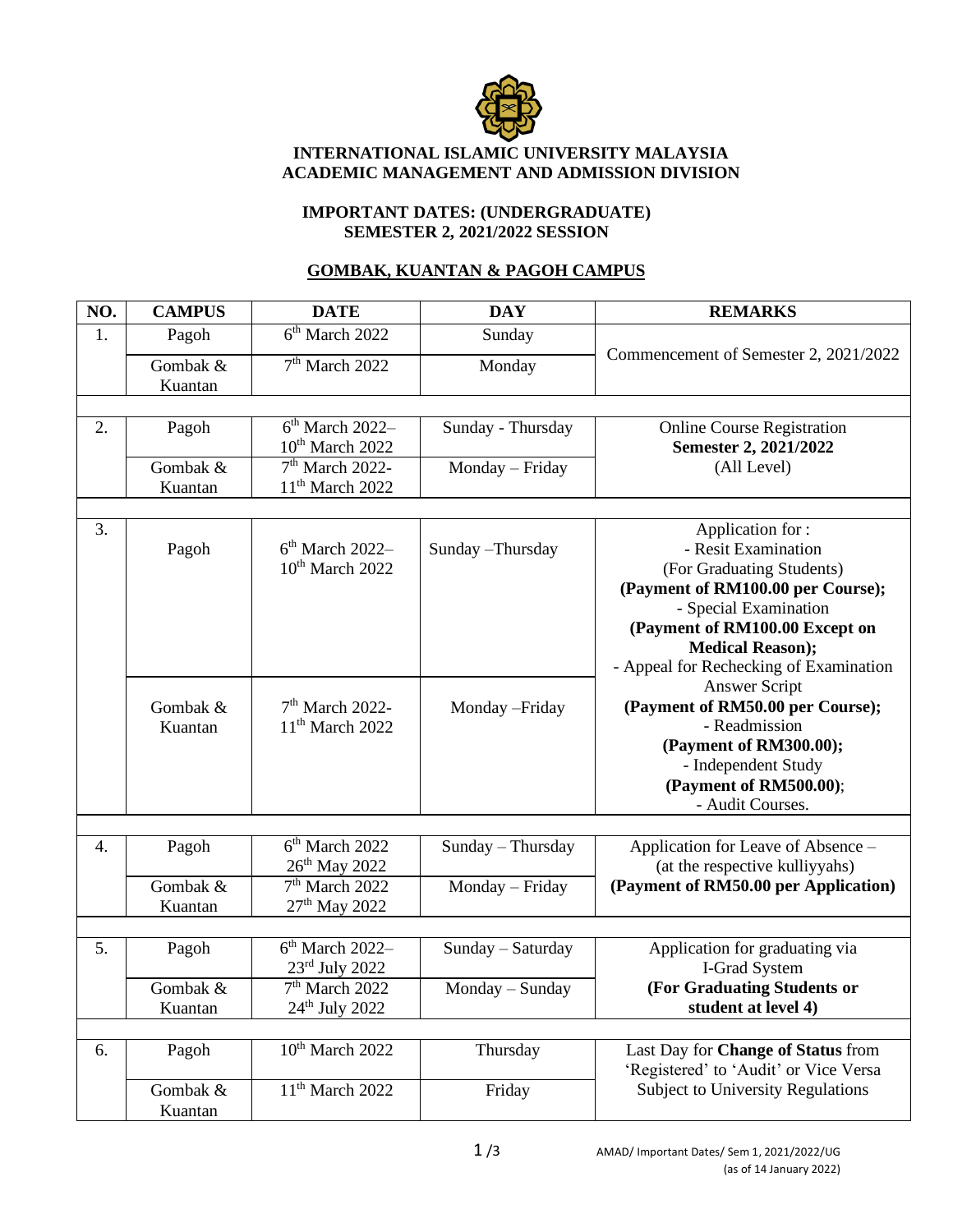**INTERNATIONAL ISLAMIC UNIVERSITY MALAYSIA**
**ACADEMIC MANAGEMENT AND ADMISSION DIVISION**

**IMPORTANT DATES: (UNDERGRADUATE)**
**SEMESTER 2, 2021/2022 SESSION**

**GOMBAK, KUANTAN & PAGOH CAMPUS**

| NO. | CAMPUS | DATE | DAY | REMARKS |
|---|---|---|---|---|
| 1. | Pagoh | 6th March 2022 | Sunday | Commencement of Semester 2, 2021/2022 |
| | Gombak & Kuantan | 7th March 2022 | Monday | |
| 2. | Pagoh | 6th March 2022– 10th March 2022 | Sunday - Thursday | Online Course Registration **Semester 2, 2021/2022** (All Level) |
| | Gombak & Kuantan | 7th March 2022- 11th March 2022 | Monday – Friday | |
| 3. | Pagoh | 6th March 2022– 10th March 2022 | Sunday –Thursday | Application for : - Resit Examination (For Graduating Students) **(Payment of RM100.00 per Course);** - Special Examination **(Payment of RM100.00 Except on Medical Reason);** - Appeal for Rechecking of Examination Answer Script **(Payment of RM50.00 per Course);** - Readmission **(Payment of RM300.00);** - Independent Study **(Payment of RM500.00)**; - Audit Courses. |
| | Gombak & Kuantan | 7th March 2022- 11th March 2022 | Monday –Friday | |
| 4. | Pagoh | 6th March 2022 26th May 2022 | Sunday – Thursday | Application for Leave of Absence – (at the respective kulliyyahs) **(Payment of RM50.00 per Application)** |
| | Gombak & Kuantan | 7th March 2022 27th May 2022 | Monday – Friday | |
| 5. | Pagoh | 6th March 2022– 23rd July 2022 | Sunday – Saturday | Application for graduating via I-Grad System **(For Graduating Students or student at level 4)** |
| | Gombak & Kuantan | 7th March 2022 24th July 2022 | Monday – Sunday | |
| 6. | Pagoh | 10th March 2022 | Thursday | Last Day for **Change of Status** from 'Registered' to 'Audit' or Vice Versa Subject to University Regulations |
| | Gombak & Kuantan | 11th March 2022 | Friday | |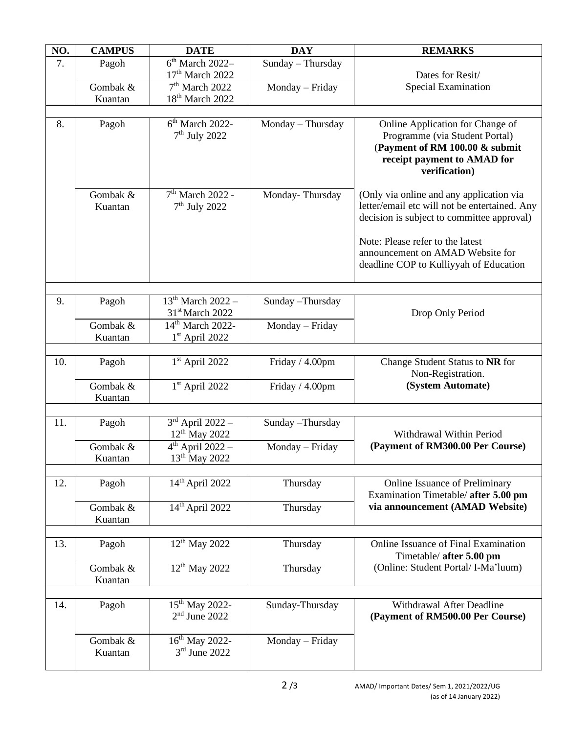| NO. | CAMPUS | DATE | DAY | REMARKS |
|---|---|---|---|---|
| 7. | Pagoh | 6th March 2022– 17th March 2022 | Sunday – Thursday | Dates for Resit/ Special Examination |
| | Gombak & Kuantan | 7th March 2022 18th March 2022 | Monday – Friday | |
| 8. | Pagoh | 6th March 2022- 7th July 2022 | Monday – Thursday | Online Application for Change of Programme (via Student Portal) (**Payment of RM 100.00 & submit receipt payment to AMAD for verification**) |
| | Gombak & Kuantan | 7th March 2022 - 7th July 2022 | Monday- Thursday | (Only via online and any application via letter/email etc will not be entertained. Any decision is subject to committee approval) Note: Please refer to the latest announcement on AMAD Website for deadline COP to Kulliyyah of Education |
| 9. | Pagoh | 13th March 2022 – 31st March 2022 | Sunday –Thursday | Drop Only Period |
| | Gombak & Kuantan | 14th March 2022- 1st April 2022 | Monday – Friday | |
| 10. | Pagoh | 1st April 2022 | Friday / 4.00pm | Change Student Status to **NR** for Non-Registration. **(System Automate)** |
| | Gombak & Kuantan | 1st April 2022 | Friday / 4.00pm | |
| 11. | Pagoh | 3rd April 2022 – 12th May 2022 | Sunday –Thursday | Withdrawal Within Period **(Payment of RM300.00 Per Course)** |
| | Gombak & Kuantan | 4th April 2022 – 13th May 2022 | Monday – Friday | |
| 12. | Pagoh | 14th April 2022 | Thursday | Online Issuance of Preliminary Examination Timetable/ **after 5.00 pm via announcement (AMAD Website)** |
| | Gombak & Kuantan | 14th April 2022 | Thursday | |
| 13. | Pagoh | 12th May 2022 | Thursday | Online Issuance of Final Examination Timetable/ **after 5.00 pm** (Online: Student Portal/ I-Ma'luum) |
| | Gombak & Kuantan | 12th May 2022 | Thursday | |
| 14. | Pagoh | 15th May 2022- 2nd June 2022 | Sunday-Thursday | Withdrawal After Deadline **(Payment of RM500.00 Per Course)** |
| | Gombak & Kuantan | 16th May 2022- 3rd June 2022 | Monday – Friday | |

AMAD/ Important Dates/ Sem 1, 2021/2022/UG (as of 14 January 2022)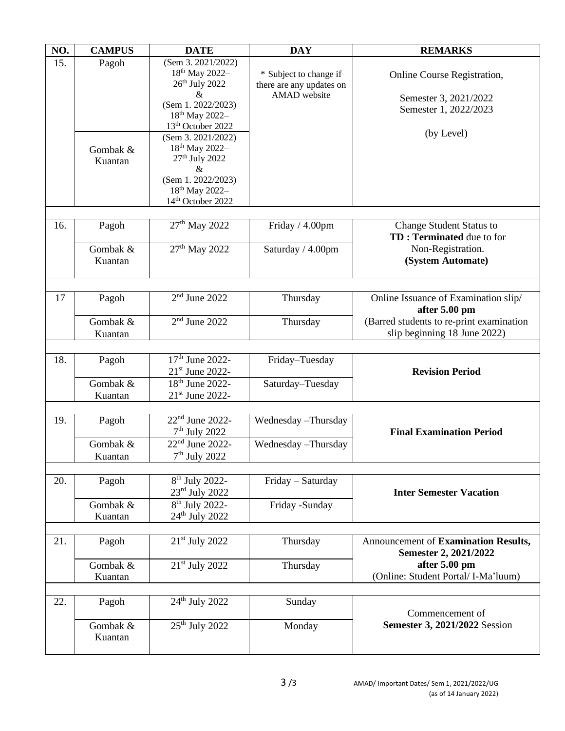| NO. | CAMPUS | DATE | DAY | REMARKS |
| --- | --- | --- | --- | --- |
| 15. | Pagoh | (Sem 3. 2021/2022) 18th May 2022– 26th July 2022 & (Sem 1. 2022/2023) 18th May 2022– 13th October 2022 | * Subject to change if there are any updates on AMAD website | Online Course Registration, Semester 3, 2021/2022 Semester 1, 2022/2023 (by Level) |
| | Gombak & Kuantan | (Sem 3. 2021/2022) 18th May 2022– 27th July 2022 & (Sem 1. 2022/2023) 18th May 2022– 14th October 2022 | | |
| 16. | Pagoh | 27th May 2022 | Friday / 4.00pm | Change Student Status to **TD : Terminated** due to for Non-Registration. **(System Automate)** |
| | Gombak & Kuantan | 27th May 2022 | Saturday / 4.00pm | |
| 17 | Pagoh | 2nd June 2022 | Thursday | Online Issuance of Examination slip/ **after 5.00 pm** (Barred students to re-print examination slip beginning 18 June 2022) |
| | Gombak & Kuantan | 2nd June 2022 | Thursday | |
| 18. | Pagoh | 17th June 2022- 21st June 2022- | Friday–Tuesday | **Revision Period** |
| | Gombak & Kuantan | 18th June 2022- 21st June 2022- | Saturday–Tuesday | |
| 19. | Pagoh | 22nd June 2022- 7th July 2022 | Wednesday –Thursday | **Final Examination Period** |
| | Gombak & Kuantan | 22nd June 2022- 7th July 2022 | Wednesday –Thursday | |
| 20. | Pagoh | 8th July 2022- 23rd July 2022 | Friday – Saturday | **Inter Semester Vacation** |
| | Gombak & Kuantan | 8th July 2022- 24th July 2022 | Friday -Sunday | |
| 21. | Pagoh | 21st July 2022 | Thursday | Announcement of **Examination Results, Semester 2, 2021/2022 after 5.00 pm** (Online: Student Portal/ I-Ma'luum) |
| | Gombak & Kuantan | 21st July 2022 | Thursday | |
| 22. | Pagoh | 24th July 2022 | Sunday | Commencement of **Semester 3, 2021/2022** Session |
| | Gombak & Kuantan | 25th July 2022 | Monday | |

AMAD/ Important Dates/ Sem 1, 2021/2022/UG (as of 14 January 2022)